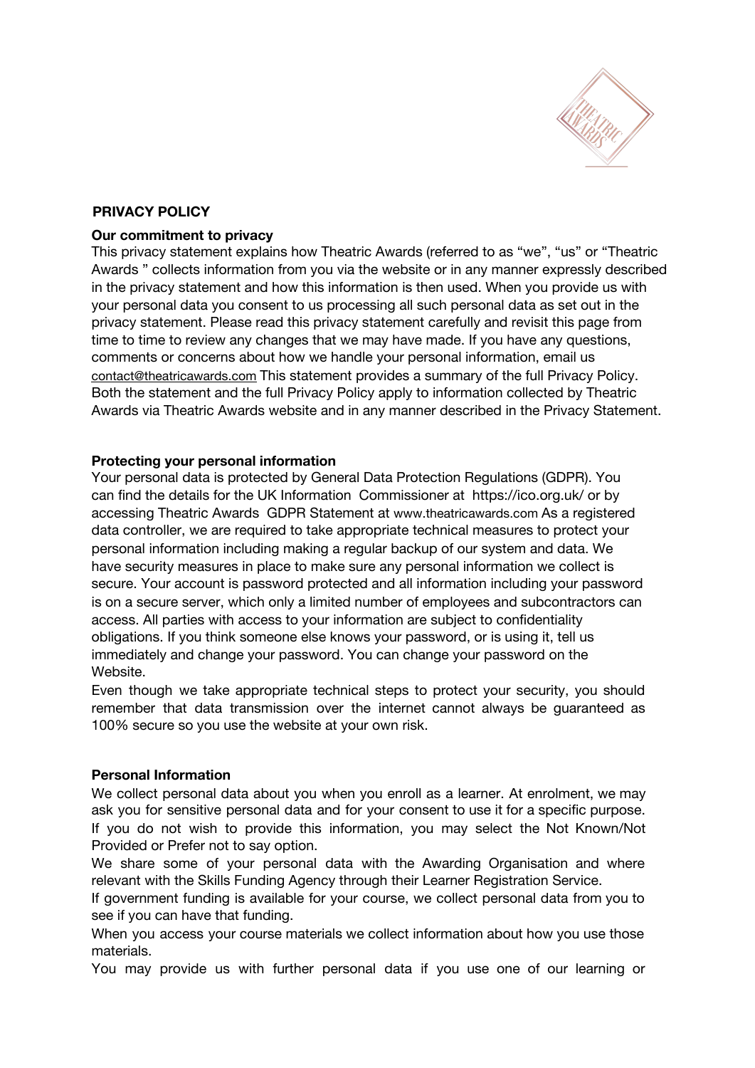# PRIVACY POLICY

## Our commitment to privacy

This privacy statement explains how Theatric Awards (referred to as "we", "us" or "Theatric Awards " collects information from you via the website or in any manner expressly described in the privacy statement and how this information is then used. When you provide us with your personal data you consent to us processing all such personal data as set out in the privacy statement. Please read this privacy statement carefully and revisit this page from time to time to review any changes that we may have made. If you have any questions, comments or concerns about how we handle your personal information, email us contact@theatricawards.com This statement provides a summary of the full Privacy Policy. Both the statement and the full Privacy Policy apply to information collected by Theatric Awards via Theatric Awards website and in any manner described in the Privacy Statement.

## Protecting your personal information

Your personal data is protected by General Data Protection Regulations (GDPR). You can find the details for the UK Information Commissioner at https://ico.org.uk/ or by accessing Theatric Awards GDPR Statement at www.theatricawards.com As a registered data controller, we are required to take appropriate technical measures to protect your personal information including making a regular backup of our system and data. We have security measures in place to make sure any personal information we collect is secure. Your account is password protected and all information including your password is on a secure server, which only a limited number of employees and subcontractors can access. All parties with access to your information are subject to confidentiality obligations. If you think someone else knows your password, or is using it, tell us immediately and change your password. You can change your password on the Website.

Even though we take appropriate technical steps to protect your security, you should remember that data transmission over the internet cannot always be guaranteed as 100% secure so you use the website at your own risk.

## Personal Information

We collect personal data about you when you enroll as a learner. At enrolment, we may ask you for sensitive personal data and for your consent to use it for a specific purpose. If you do not wish to provide this information, you may select the Not Known/Not Provided or Prefer not to say option.

We share some of your personal data with the Awarding Organisation and where relevant with the Skills Funding Agency through their Learner Registration Service.

If government funding is available for your course, we collect personal data from you to see if you can have that funding.

When you access your course materials we collect information about how you use those materials.

You may provide us with further personal data if you use one of our learning or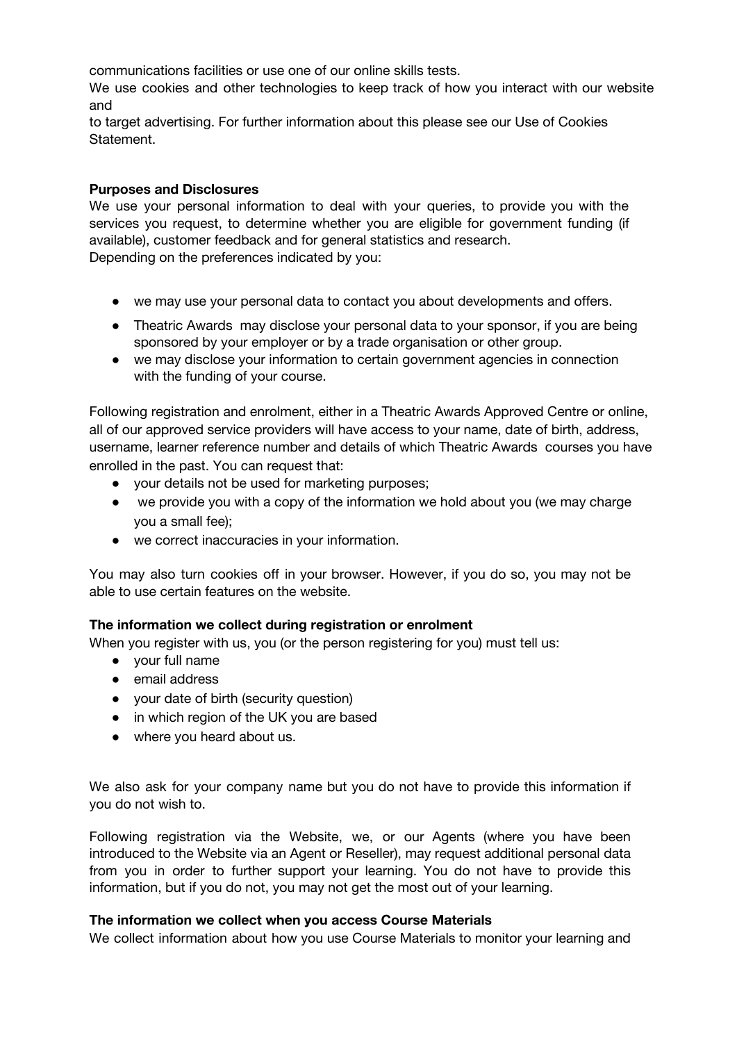communications facilities or use one of our online skills tests.

We use cookies and other technologies to keep track of how you interact with our website and to target advertising. For further information about this please see our Use of Cookies Statement.

**Purposes and Disclosures**

We use your personal information to deal with your queries, to provide you with the services you request, to determine whether you are eligible for government funding (if available), customer feedback and for general statistics and research.
Depending on the preferences indicated by you:

- we may use your personal data to contact you about developments and offers.
- Theatric Awards may disclose your personal data to your sponsor, if you are being sponsored by your employer or by a trade organisation or other group.
- we may disclose your information to certain government agencies in connection with the funding of your course.

Following registration and enrolment, either in a Theatric Awards Approved Centre or online, all of our approved service providers will have access to your name, date of birth, address, username, learner reference number and details of which Theatric Awards courses you have enrolled in the past. You can request that:

- your details not be used for marketing purposes;
- we provide you with a copy of the information we hold about you (we may charge you a small fee);
- we correct inaccuracies in your information.

You may also turn cookies off in your browser. However, if you do so, you may not be able to use certain features on the website.

**The information we collect during registration or enrolment**

When you register with us, you (or the person registering for you) must tell us:

- your full name
- email address
- your date of birth (security question)
- in which region of the UK you are based
- where you heard about us.

We also ask for your company name but you do not have to provide this information if you do not wish to.

Following registration via the Website, we, or our Agents (where you have been introduced to the Website via an Agent or Reseller), may request additional personal data from you in order to further support your learning. You do not have to provide this information, but if you do not, you may not get the most out of your learning.

**The information we collect when you access Course Materials**

We collect information about how you use Course Materials to monitor your learning and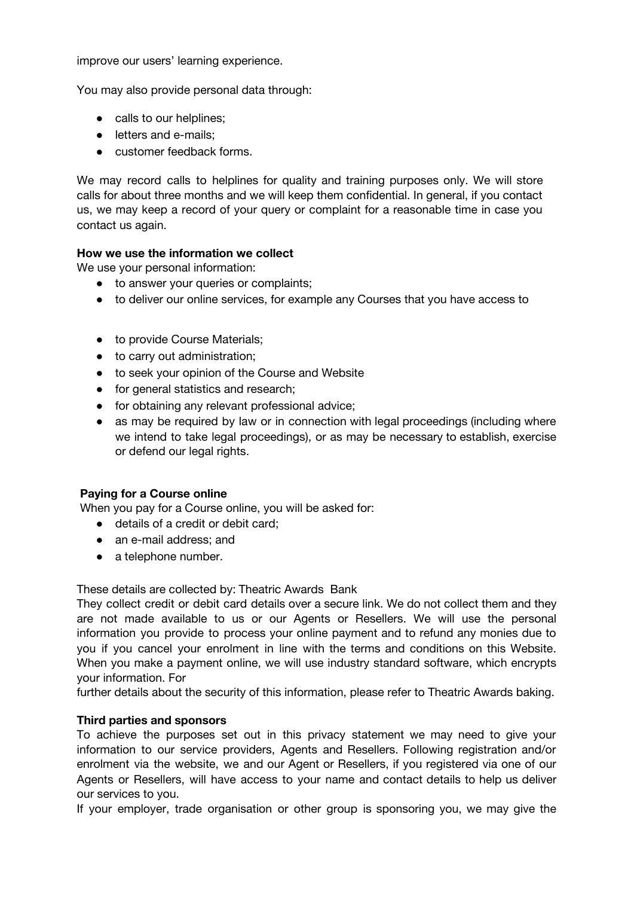improve our users' learning experience.

You may also provide personal data through:

- calls to our helplines;
- letters and e-mails;
- customer feedback forms.

We may record calls to helplines for quality and training purposes only. We will store calls for about three months and we will keep them confidential. In general, if you contact us, we may keep a record of your query or complaint for a reasonable time in case you contact us again.

**How we use the information we collect**

We use your personal information:

- to answer your queries or complaints;
- to deliver our online services, for example any Courses that you have access to
- to provide Course Materials;
- to carry out administration;
- to seek your opinion of the Course and Website
- for general statistics and research;
- for obtaining any relevant professional advice;
- as may be required by law or in connection with legal proceedings (including where we intend to take legal proceedings), or as may be necessary to establish, exercise or defend our legal rights.

**Paying for a Course online**

When you pay for a Course online, you will be asked for:

- details of a credit or debit card;
- an e-mail address; and
- a telephone number.

These details are collected by: Theatric Awards Bank

They collect credit or debit card details over a secure link. We do not collect them and they are not made available to us or our Agents or Resellers. We will use the personal information you provide to process your online payment and to refund any monies due to you if you cancel your enrolment in line with the terms and conditions on this Website. When you make a payment online, we will use industry standard software, which encrypts your information. For further details about the security of this information, please refer to Theatric Awards baking.

**Third parties and sponsors**

To achieve the purposes set out in this privacy statement we may need to give your information to our service providers, Agents and Resellers. Following registration and/or enrolment via the website, we and our Agent or Resellers, if you registered via one of our Agents or Resellers, will have access to your name and contact details to help us deliver our services to you.

If your employer, trade organisation or other group is sponsoring you, we may give the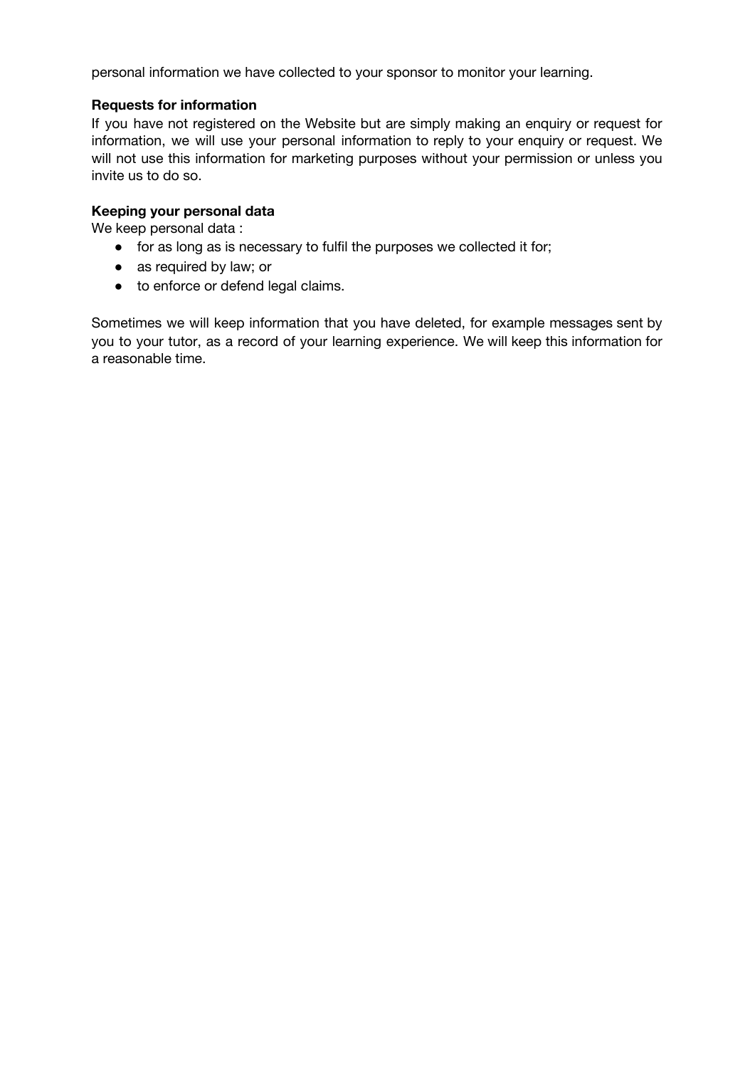personal information we have collected to your sponsor to monitor your learning.

**Requests for information**

If you have not registered on the Website but are simply making an enquiry or request for information, we will use your personal information to reply to your enquiry or request. We will not use this information for marketing purposes without your permission or unless you invite us to do so.

**Keeping your personal data**

We keep personal data :

- for as long as is necessary to fulfil the purposes we collected it for;
- as required by law; or
- to enforce or defend legal claims.

Sometimes we will keep information that you have deleted, for example messages sent by you to your tutor, as a record of your learning experience. We will keep this information for a reasonable time.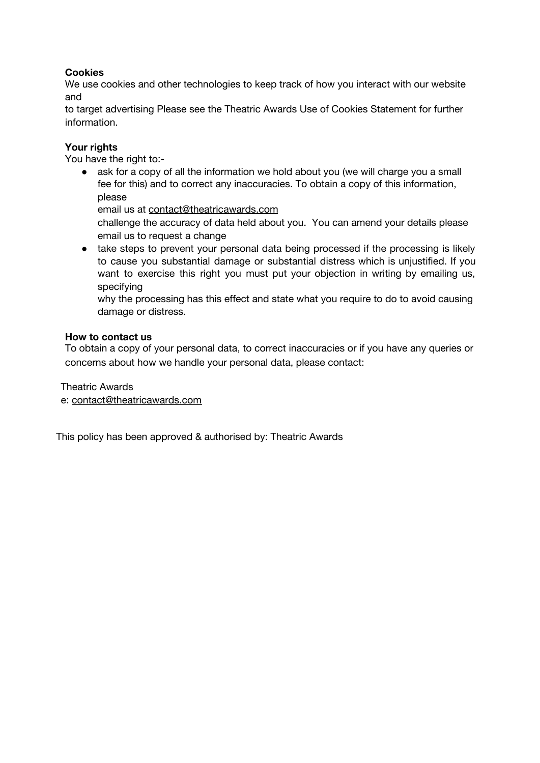**Cookies**
We use cookies and other technologies to keep track of how you interact with our website and
to target advertising Please see the Theatric Awards Use of Cookies Statement for further information.

**Your rights**
You have the right to:-

- ask for a copy of all the information we hold about you (we will charge you a small fee for this) and to correct any inaccuracies. To obtain a copy of this information, please
email us at contact@theatricawards.com
challenge the accuracy of data held about you. You can amend your details please email us to request a change
- take steps to prevent your personal data being processed if the processing is likely to cause you substantial damage or substantial distress which is unjustified. If you want to exercise this right you must put your objection in writing by emailing us, specifying
why the processing has this effect and state what you require to do to avoid causing damage or distress.

**How to contact us**
To obtain a copy of your personal data, to correct inaccuracies or if you have any queries or concerns about how we handle your personal data, please contact:

Theatric Awards
e: contact@theatricawards.com

This policy has been approved & authorised by: Theatric Awards